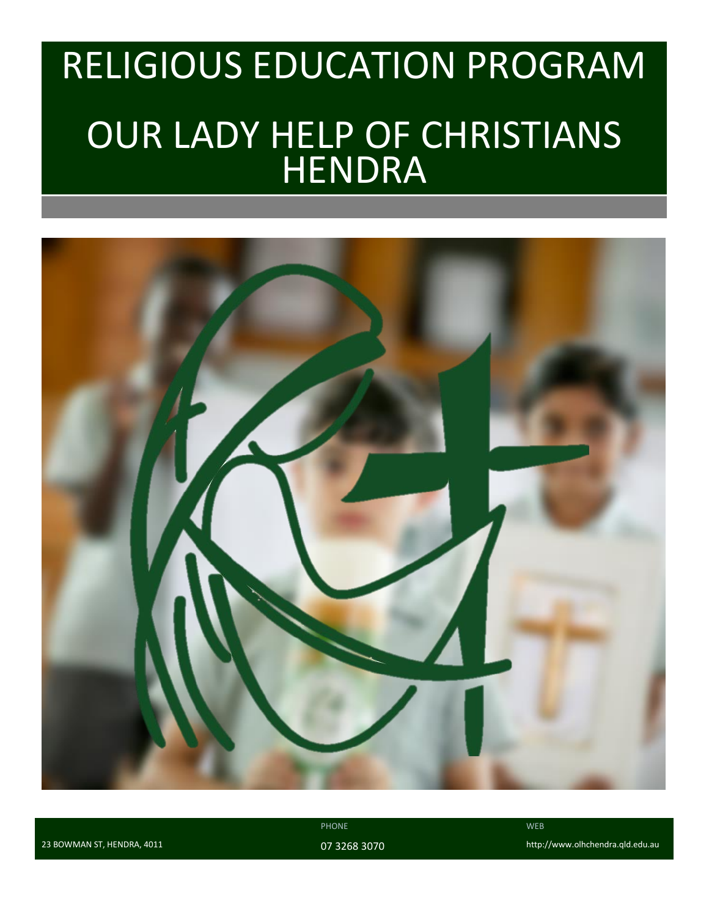# RELIGIOUS EDUCATION PROGRAM

# OUR LADY HELP OF CHRISTIANS HENDRA

23 BOWMAN ST, HENDRA, 4011

PHONE

07 3268 3070

WEB

http://www.olhchendra.qld.edu.au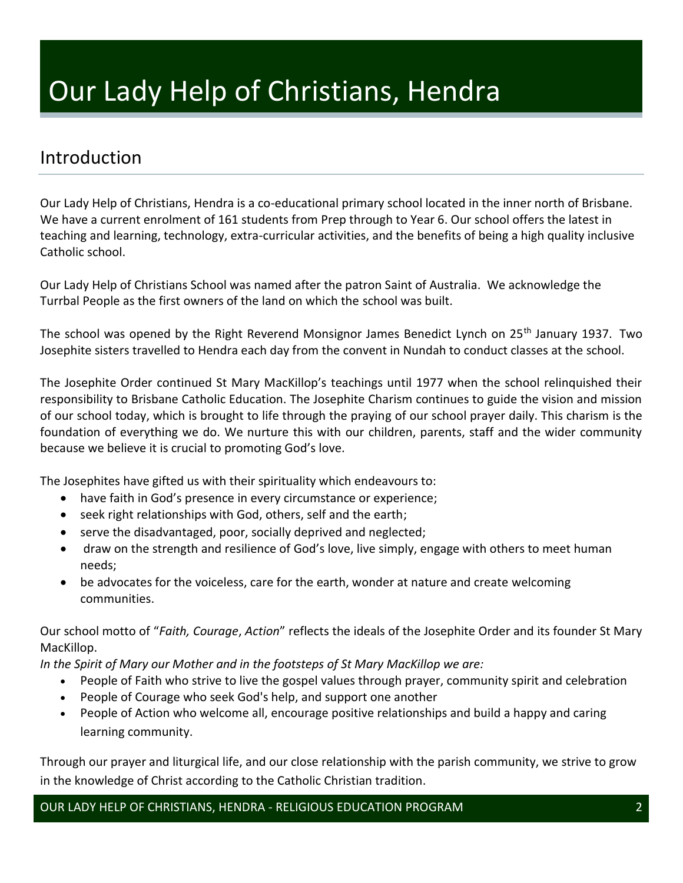# Our Lady Help of Christians, Hendra

## Introduction

Our Lady Help of Christians, Hendra is a co-educational primary school located in the inner north of Brisbane. We have a current enrolment of 161 students from Prep through to Year 6. Our school offers the latest in teaching and learning, technology, extra-curricular activities, and the benefits of being a high quality inclusive Catholic school.

Our Lady Help of Christians School was named after the patron Saint of Australia. We acknowledge the Turrbal People as the first owners of the land on which the school was built.

The school was opened by the Right Reverend Monsignor James Benedict Lynch on 25th January 1937. Two Josephite sisters travelled to Hendra each day from the convent in Nundah to conduct classes at the school.

The Josephite Order continued St Mary MacKillop's teachings until 1977 when the school relinquished their responsibility to Brisbane Catholic Education. The Josephite Charism continues to guide the vision and mission of our school today, which is brought to life through the praying of our school prayer daily. This charism is the foundation of everything we do. We nurture this with our children, parents, staff and the wider community because we believe it is crucial to promoting God's love.

The Josephites have gifted us with their spirituality which endeavours to:

- have faith in God's presence in every circumstance or experience;
- seek right relationships with God, others, self and the earth;
- serve the disadvantaged, poor, socially deprived and neglected;
- draw on the strength and resilience of God's love, live simply, engage with others to meet human needs;
- be advocates for the voiceless, care for the earth, wonder at nature and create welcoming communities.

Our school motto of "*Faith, Courage*, *Action*" reflects the ideals of the Josephite Order and its founder St Mary MacKillop.

*In the Spirit of Mary our Mother and in the footsteps of St Mary MacKillop we are:*

- People of Faith who strive to live the gospel values through prayer, community spirit and celebration
- People of Courage who seek God's help, and support one another
- People of Action who welcome all, encourage positive relationships and build a happy and caring learning community.

Through our prayer and liturgical life, and our close relationship with the parish community, we strive to grow in the knowledge of Christ according to the Catholic Christian tradition.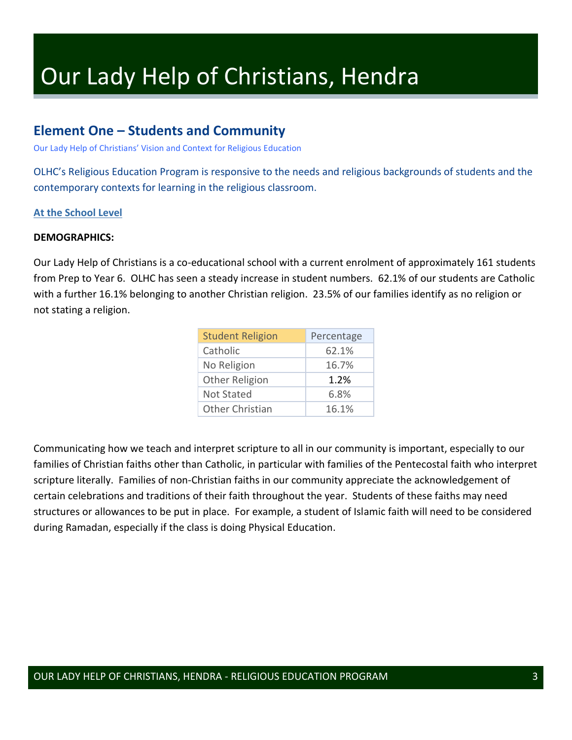# Our Lady Help of Christians, Hendra

## Element One – Students and Community

Our Lady Help of Christians' Vision and Context for Religious Education

OLHC's Religious Education Program is responsive to the needs and religious backgrounds of students and the contemporary contexts for learning in the religious classroom.

### At the School Level

**DEMOGRAPHICS:**

Our Lady Help of Christians is a co-educational school with a current enrolment of approximately 161 students from Prep to Year 6. OLHC has seen a steady increase in student numbers. 62.1% of our students are Catholic with a further 16.1% belonging to another Christian religion. 23.5% of our families identify as no religion or not stating a religion.

| Student Religion | Percentage |
|---|---|
| Catholic | 62.1% |
| No Religion | 16.7% |
| Other Religion | 1.2% |
| Not Stated | 6.8% |
| Other Christian | 16.1% |

Communicating how we teach and interpret scripture to all in our community is important, especially to our families of Christian faiths other than Catholic, in particular with families of the Pentecostal faith who interpret scripture literally. Families of non-Christian faiths in our community appreciate the acknowledgement of certain celebrations and traditions of their faith throughout the year. Students of these faiths may need structures or allowances to be put in place. For example, a student of Islamic faith will need to be considered during Ramadan, especially if the class is doing Physical Education.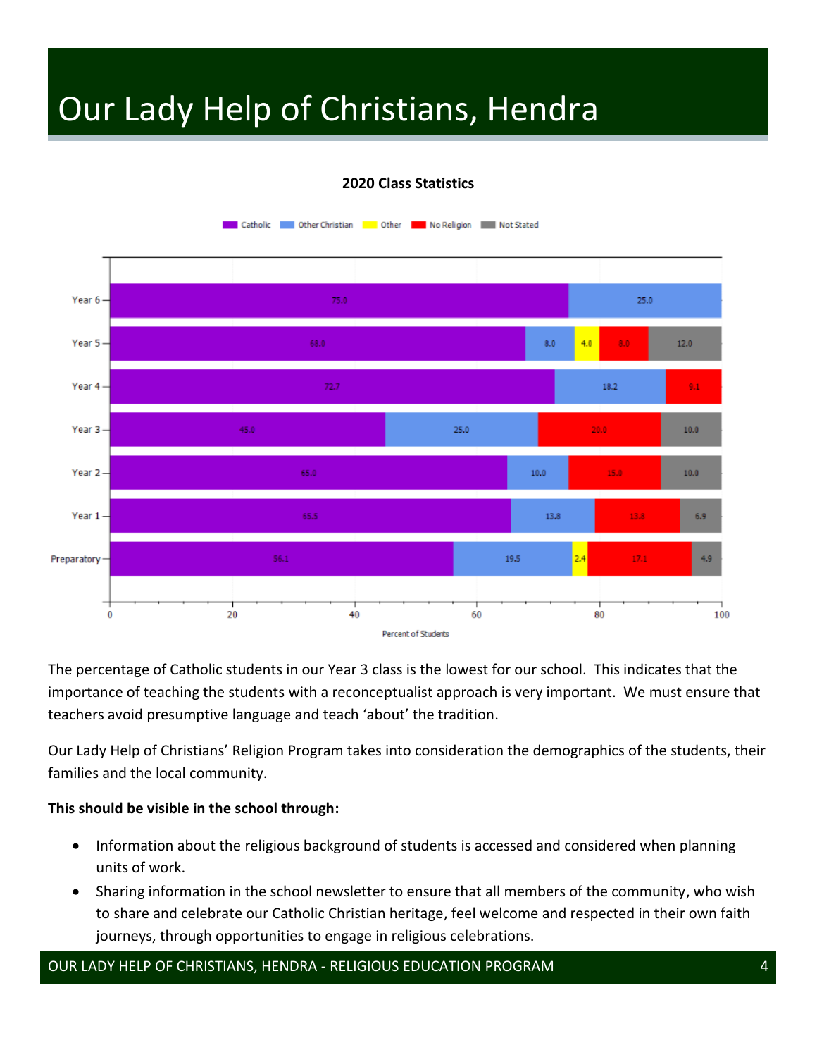# Our Lady Help of Christians, Hendra

**2020 Class Statistics**

| | Catholic | Other Christian | Other | No Religion | Not Stated |
|---|---|---|---|---|---|
| Year 6 | 75.0 | 25.0 | | | |
| Year 5 | 68.0 | 8.0 | 4.0 | 8.0 | 12.0 |
| Year 4 | 72.7 | 18.2 | | 9.1 | |
| Year 3 | 45.0 | 25.0 | | 20.0 | 10.0 |
| Year 2 | 65.0 | 10.0 | | 15.0 | 10.0 |
| Year 1 | 65.5 | 13.8 | | 13.8 | 6.9 |
| Preparatory | 56.1 | 19.5 | 2.4 | 17.1 | 4.9 |

Percent of Students

The percentage of Catholic students in our Year 3 class is the lowest for our school. This indicates that the importance of teaching the students with a reconceptualist approach is very important. We must ensure that teachers avoid presumptive language and teach 'about' the tradition.

Our Lady Help of Christians' Religion Program takes into consideration the demographics of the students, their families and the local community.

**This should be visible in the school through:**

- Information about the religious background of students is accessed and considered when planning units of work.
- Sharing information in the school newsletter to ensure that all members of the community, who wish to share and celebrate our Catholic Christian heritage, feel welcome and respected in their own faith journeys, through opportunities to engage in religious celebrations.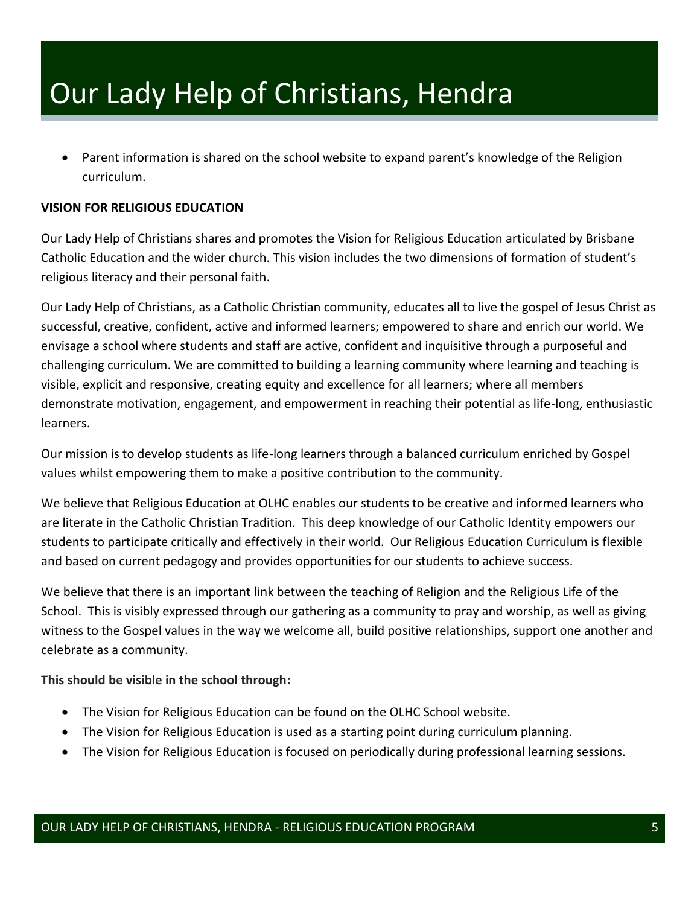- Parent information is shared on the school website to expand parent's knowledge of the Religion curriculum.

**VISION FOR RELIGIOUS EDUCATION**

Our Lady Help of Christians shares and promotes the Vision for Religious Education articulated by Brisbane Catholic Education and the wider church. This vision includes the two dimensions of formation of student's religious literacy and their personal faith.

Our Lady Help of Christians, as a Catholic Christian community, educates all to live the gospel of Jesus Christ as successful, creative, confident, active and informed learners; empowered to share and enrich our world. We envisage a school where students and staff are active, confident and inquisitive through a purposeful and challenging curriculum. We are committed to building a learning community where learning and teaching is visible, explicit and responsive, creating equity and excellence for all learners; where all members demonstrate motivation, engagement, and empowerment in reaching their potential as life-long, enthusiastic learners.

Our mission is to develop students as life-long learners through a balanced curriculum enriched by Gospel values whilst empowering them to make a positive contribution to the community.

We believe that Religious Education at OLHC enables our students to be creative and informed learners who are literate in the Catholic Christian Tradition. This deep knowledge of our Catholic Identity empowers our students to participate critically and effectively in their world. Our Religious Education Curriculum is flexible and based on current pedagogy and provides opportunities for our students to achieve success.

We believe that there is an important link between the teaching of Religion and the Religious Life of the School. This is visibly expressed through our gathering as a community to pray and worship, as well as giving witness to the Gospel values in the way we welcome all, build positive relationships, support one another and celebrate as a community.

**This should be visible in the school through:**

- The Vision for Religious Education can be found on the OLHC School website.
- The Vision for Religious Education is used as a starting point during curriculum planning.
- The Vision for Religious Education is focused on periodically during professional learning sessions.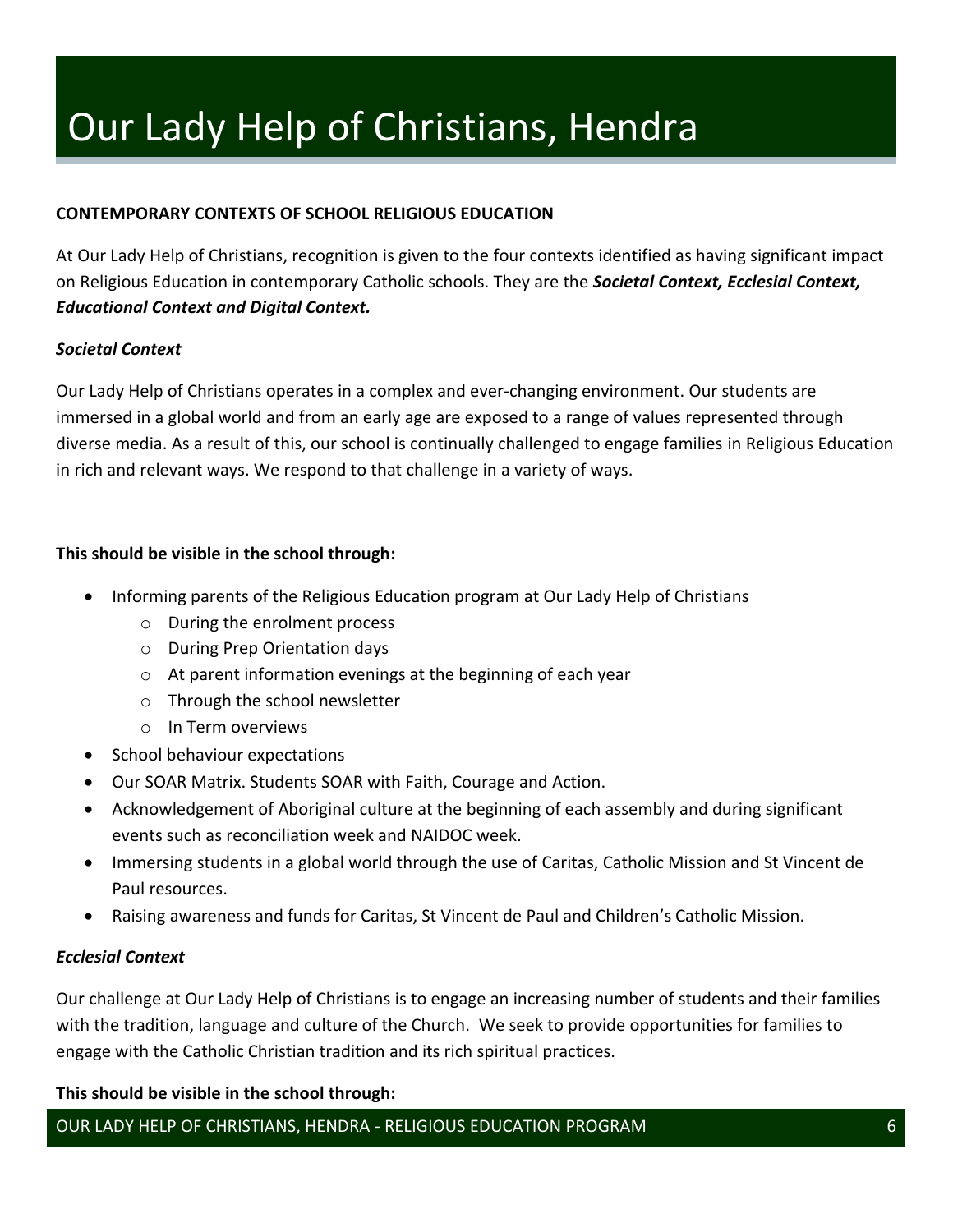# Our Lady Help of Christians, Hendra

**CONTEMPORARY CONTEXTS OF SCHOOL RELIGIOUS EDUCATION**

At Our Lady Help of Christians, recognition is given to the four contexts identified as having significant impact on Religious Education in contemporary Catholic schools. They are the ***Societal Context, Ecclesial Context, Educational Context and Digital Context.***

***Societal Context***

Our Lady Help of Christians operates in a complex and ever-changing environment. Our students are immersed in a global world and from an early age are exposed to a range of values represented through diverse media. As a result of this, our school is continually challenged to engage families in Religious Education in rich and relevant ways. We respond to that challenge in a variety of ways.

**This should be visible in the school through:**

- Informing parents of the Religious Education program at Our Lady Help of Christians
  - During the enrolment process
  - During Prep Orientation days
  - At parent information evenings at the beginning of each year
  - Through the school newsletter
  - In Term overviews
- School behaviour expectations
- Our SOAR Matrix. Students SOAR with Faith, Courage and Action.
- Acknowledgement of Aboriginal culture at the beginning of each assembly and during significant events such as reconciliation week and NAIDOC week.
- Immersing students in a global world through the use of Caritas, Catholic Mission and St Vincent de Paul resources.
- Raising awareness and funds for Caritas, St Vincent de Paul and Children's Catholic Mission.

***Ecclesial Context***

Our challenge at Our Lady Help of Christians is to engage an increasing number of students and their families with the tradition, language and culture of the Church. We seek to provide opportunities for families to engage with the Catholic Christian tradition and its rich spiritual practices.

**This should be visible in the school through:**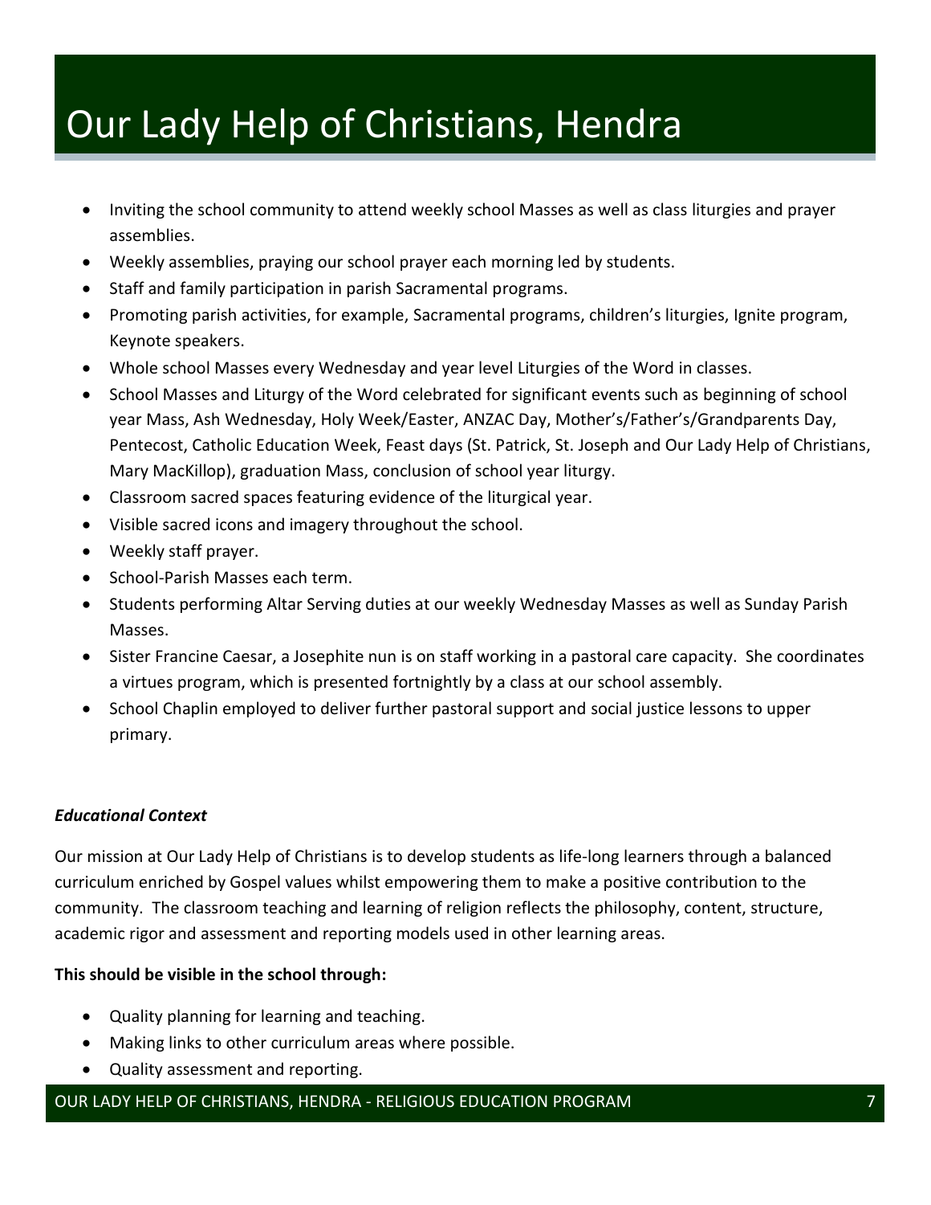# Our Lady Help of Christians, Hendra

- Inviting the school community to attend weekly school Masses as well as class liturgies and prayer assemblies.
- Weekly assemblies, praying our school prayer each morning led by students.
- Staff and family participation in parish Sacramental programs.
- Promoting parish activities, for example, Sacramental programs, children's liturgies, Ignite program, Keynote speakers.
- Whole school Masses every Wednesday and year level Liturgies of the Word in classes.
- School Masses and Liturgy of the Word celebrated for significant events such as beginning of school year Mass, Ash Wednesday, Holy Week/Easter, ANZAC Day, Mother's/Father's/Grandparents Day, Pentecost, Catholic Education Week, Feast days (St. Patrick, St. Joseph and Our Lady Help of Christians, Mary MacKillop), graduation Mass, conclusion of school year liturgy.
- Classroom sacred spaces featuring evidence of the liturgical year.
- Visible sacred icons and imagery throughout the school.
- Weekly staff prayer.
- School-Parish Masses each term.
- Students performing Altar Serving duties at our weekly Wednesday Masses as well as Sunday Parish Masses.
- Sister Francine Caesar, a Josephite nun is on staff working in a pastoral care capacity. She coordinates a virtues program, which is presented fortnightly by a class at our school assembly.
- School Chaplin employed to deliver further pastoral support and social justice lessons to upper primary.

***Educational Context***

Our mission at Our Lady Help of Christians is to develop students as life-long learners through a balanced curriculum enriched by Gospel values whilst empowering them to make a positive contribution to the community. The classroom teaching and learning of religion reflects the philosophy, content, structure, academic rigor and assessment and reporting models used in other learning areas.

**This should be visible in the school through:**

- Quality planning for learning and teaching.
- Making links to other curriculum areas where possible.
- Quality assessment and reporting.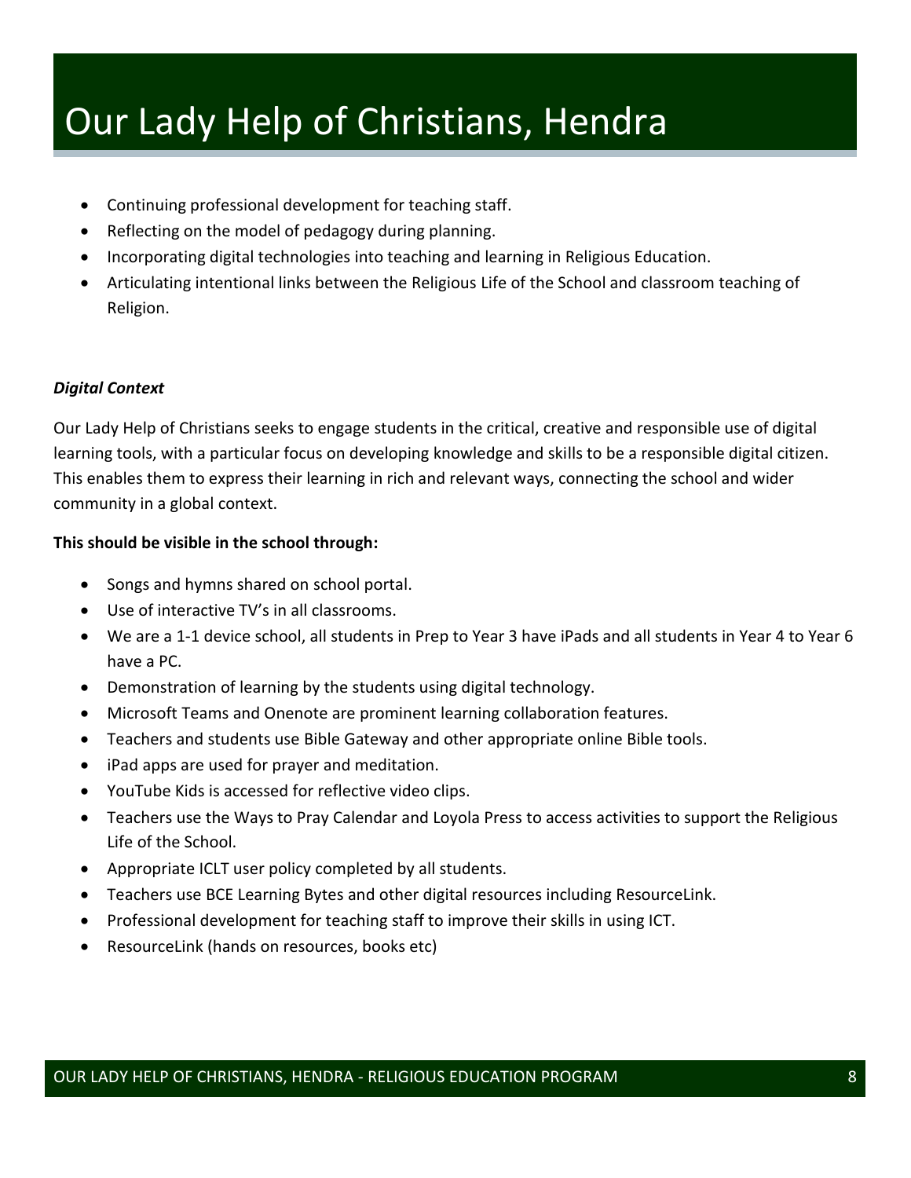# Our Lady Help of Christians, Hendra

- Continuing professional development for teaching staff.
- Reflecting on the model of pedagogy during planning.
- Incorporating digital technologies into teaching and learning in Religious Education.
- Articulating intentional links between the Religious Life of the School and classroom teaching of Religion.

***Digital Context***

Our Lady Help of Christians seeks to engage students in the critical, creative and responsible use of digital learning tools, with a particular focus on developing knowledge and skills to be a responsible digital citizen. This enables them to express their learning in rich and relevant ways, connecting the school and wider community in a global context.

**This should be visible in the school through:**

- Songs and hymns shared on school portal.
- Use of interactive TV's in all classrooms.
- We are a 1-1 device school, all students in Prep to Year 3 have iPads and all students in Year 4 to Year 6 have a PC.
- Demonstration of learning by the students using digital technology.
- Microsoft Teams and Onenote are prominent learning collaboration features.
- Teachers and students use Bible Gateway and other appropriate online Bible tools.
- iPad apps are used for prayer and meditation.
- YouTube Kids is accessed for reflective video clips.
- Teachers use the Ways to Pray Calendar and Loyola Press to access activities to support the Religious Life of the School.
- Appropriate ICLT user policy completed by all students.
- Teachers use BCE Learning Bytes and other digital resources including ResourceLink.
- Professional development for teaching staff to improve their skills in using ICT.
- ResourceLink (hands on resources, books etc)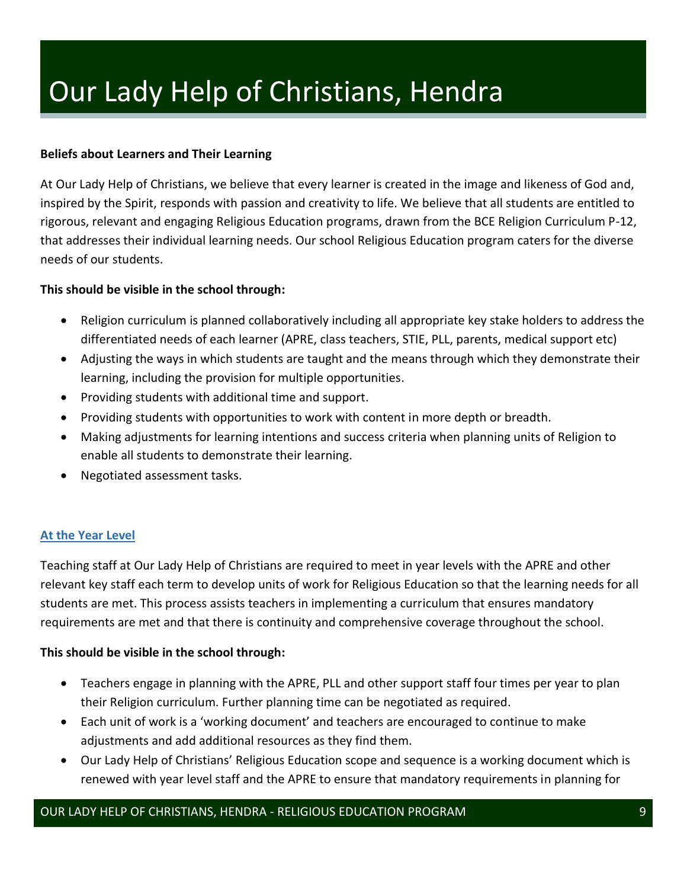# Our Lady Help of Christians, Hendra

**Beliefs about Learners and Their Learning**

At Our Lady Help of Christians, we believe that every learner is created in the image and likeness of God and, inspired by the Spirit, responds with passion and creativity to life. We believe that all students are entitled to rigorous, relevant and engaging Religious Education programs, drawn from the BCE Religion Curriculum P-12, that addresses their individual learning needs. Our school Religious Education program caters for the diverse needs of our students.

**This should be visible in the school through:**

- Religion curriculum is planned collaboratively including all appropriate key stake holders to address the differentiated needs of each learner (APRE, class teachers, STIE, PLL, parents, medical support etc)
- Adjusting the ways in which students are taught and the means through which they demonstrate their learning, including the provision for multiple opportunities.
- Providing students with additional time and support.
- Providing students with opportunities to work with content in more depth or breadth.
- Making adjustments for learning intentions and success criteria when planning units of Religion to enable all students to demonstrate their learning.
- Negotiated assessment tasks.

## At the Year Level

Teaching staff at Our Lady Help of Christians are required to meet in year levels with the APRE and other relevant key staff each term to develop units of work for Religious Education so that the learning needs for all students are met. This process assists teachers in implementing a curriculum that ensures mandatory requirements are met and that there is continuity and comprehensive coverage throughout the school.

**This should be visible in the school through:**

- Teachers engage in planning with the APRE, PLL and other support staff four times per year to plan their Religion curriculum. Further planning time can be negotiated as required.
- Each unit of work is a 'working document' and teachers are encouraged to continue to make adjustments and add additional resources as they find them.
- Our Lady Help of Christians' Religious Education scope and sequence is a working document which is renewed with year level staff and the APRE to ensure that mandatory requirements in planning for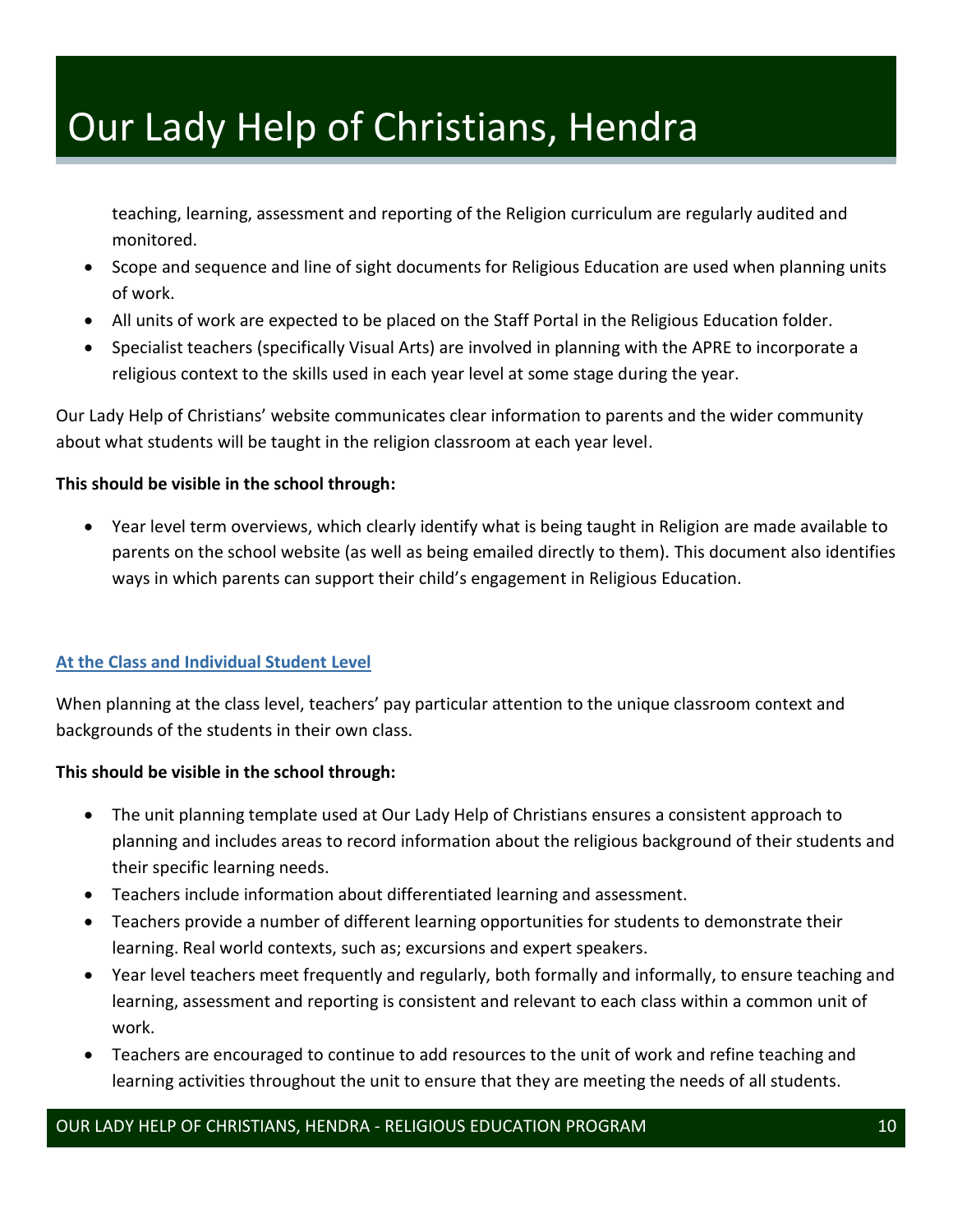teaching, learning, assessment and reporting of the Religion curriculum are regularly audited and monitored.

- Scope and sequence and line of sight documents for Religious Education are used when planning units of work.
- All units of work are expected to be placed on the Staff Portal in the Religious Education folder.
- Specialist teachers (specifically Visual Arts) are involved in planning with the APRE to incorporate a religious context to the skills used in each year level at some stage during the year.

Our Lady Help of Christians' website communicates clear information to parents and the wider community about what students will be taught in the religion classroom at each year level.

**This should be visible in the school through:**

- Year level term overviews, which clearly identify what is being taught in Religion are made available to parents on the school website (as well as being emailed directly to them). This document also identifies ways in which parents can support their child's engagement in Religious Education.

### At the Class and Individual Student Level

When planning at the class level, teachers' pay particular attention to the unique classroom context and backgrounds of the students in their own class.

**This should be visible in the school through:**

- The unit planning template used at Our Lady Help of Christians ensures a consistent approach to planning and includes areas to record information about the religious background of their students and their specific learning needs.
- Teachers include information about differentiated learning and assessment.
- Teachers provide a number of different learning opportunities for students to demonstrate their learning. Real world contexts, such as; excursions and expert speakers.
- Year level teachers meet frequently and regularly, both formally and informally, to ensure teaching and learning, assessment and reporting is consistent and relevant to each class within a common unit of work.
- Teachers are encouraged to continue to add resources to the unit of work and refine teaching and learning activities throughout the unit to ensure that they are meeting the needs of all students.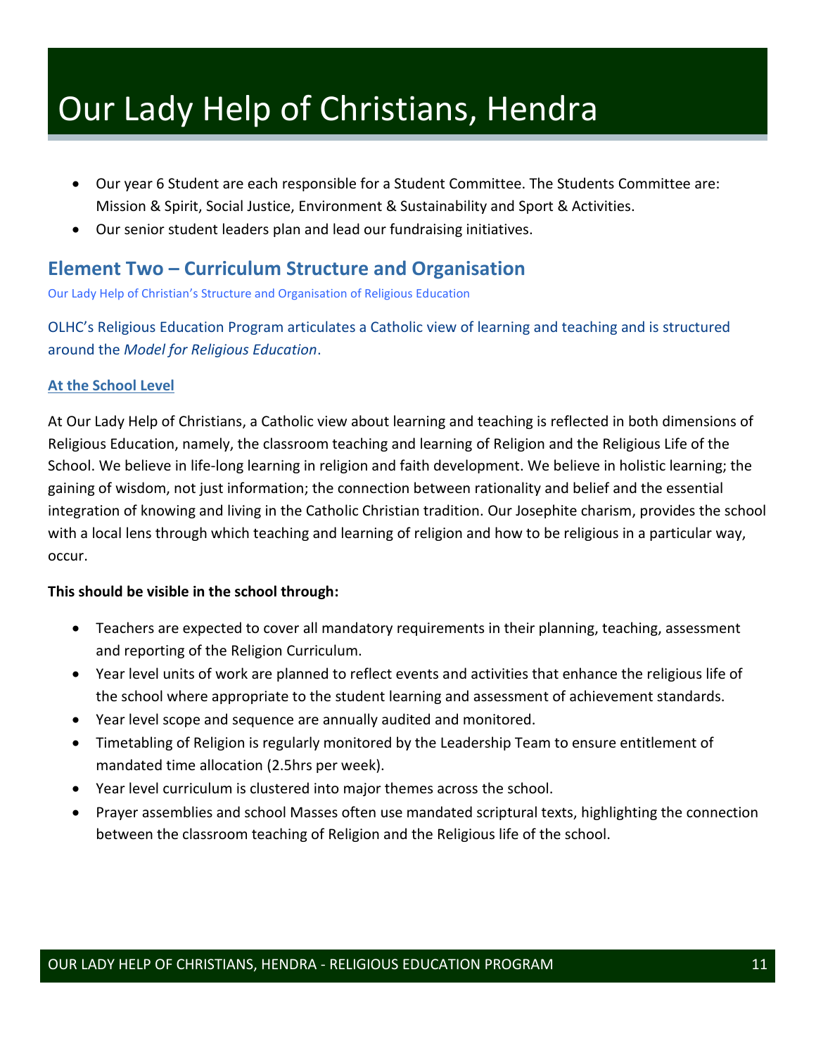- Our year 6 Student are each responsible for a Student Committee. The Students Committee are: Mission & Spirit, Social Justice, Environment & Sustainability and Sport & Activities.
- Our senior student leaders plan and lead our fundraising initiatives.

## Element Two – Curriculum Structure and Organisation

Our Lady Help of Christian's Structure and Organisation of Religious Education

OLHC's Religious Education Program articulates a Catholic view of learning and teaching and is structured around the *Model for Religious Education*.

**At the School Level**

At Our Lady Help of Christians, a Catholic view about learning and teaching is reflected in both dimensions of Religious Education, namely, the classroom teaching and learning of Religion and the Religious Life of the School. We believe in life-long learning in religion and faith development. We believe in holistic learning; the gaining of wisdom, not just information; the connection between rationality and belief and the essential integration of knowing and living in the Catholic Christian tradition. Our Josephite charism, provides the school with a local lens through which teaching and learning of religion and how to be religious in a particular way, occur.

**This should be visible in the school through:**

- Teachers are expected to cover all mandatory requirements in their planning, teaching, assessment and reporting of the Religion Curriculum.
- Year level units of work are planned to reflect events and activities that enhance the religious life of the school where appropriate to the student learning and assessment of achievement standards.
- Year level scope and sequence are annually audited and monitored.
- Timetabling of Religion is regularly monitored by the Leadership Team to ensure entitlement of mandated time allocation (2.5hrs per week).
- Year level curriculum is clustered into major themes across the school.
- Prayer assemblies and school Masses often use mandated scriptural texts, highlighting the connection between the classroom teaching of Religion and the Religious life of the school.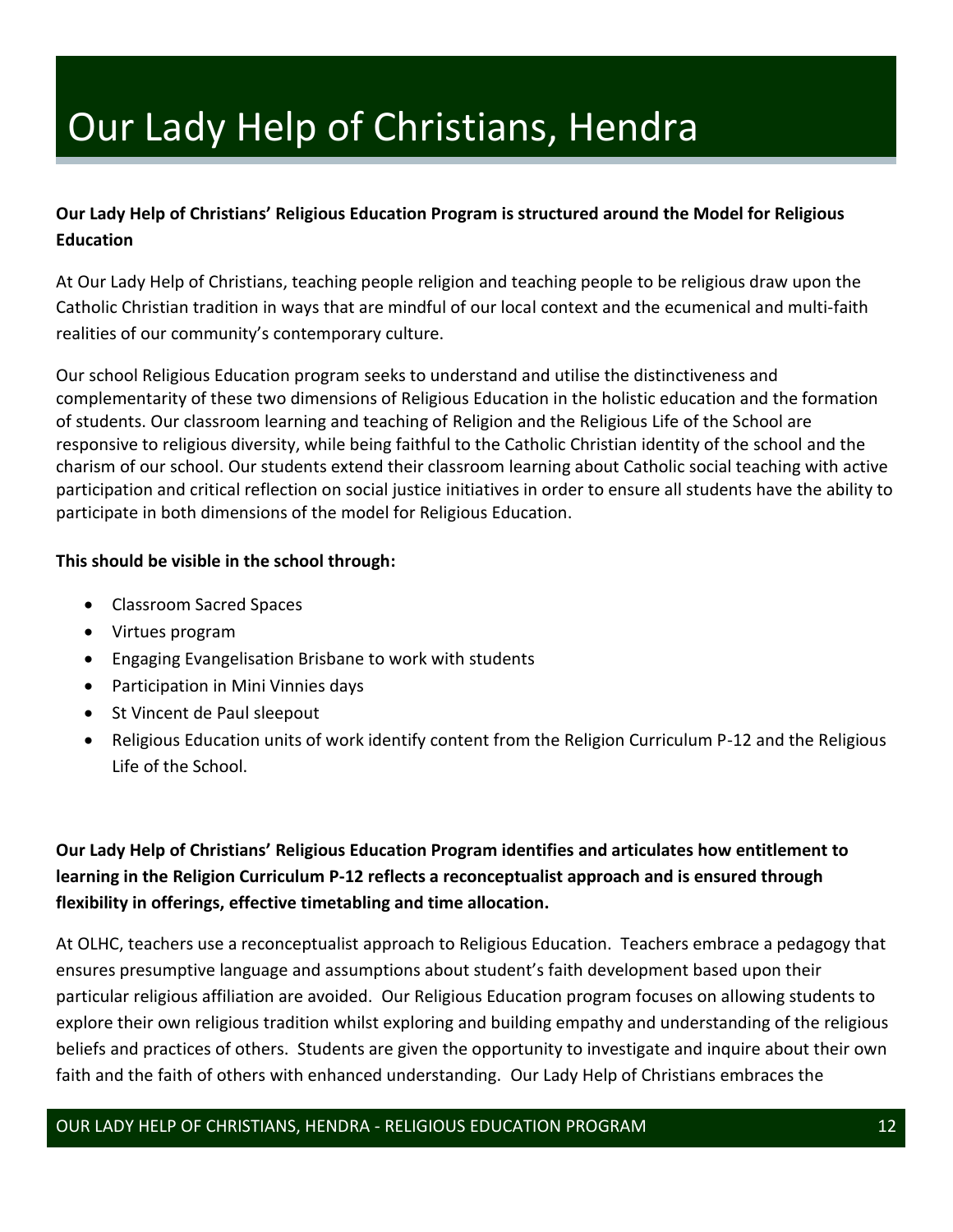# Our Lady Help of Christians, Hendra

**Our Lady Help of Christians' Religious Education Program is structured around the Model for Religious Education**

At Our Lady Help of Christians, teaching people religion and teaching people to be religious draw upon the Catholic Christian tradition in ways that are mindful of our local context and the ecumenical and multi-faith realities of our community's contemporary culture.

Our school Religious Education program seeks to understand and utilise the distinctiveness and complementarity of these two dimensions of Religious Education in the holistic education and the formation of students. Our classroom learning and teaching of Religion and the Religious Life of the School are responsive to religious diversity, while being faithful to the Catholic Christian identity of the school and the charism of our school. Our students extend their classroom learning about Catholic social teaching with active participation and critical reflection on social justice initiatives in order to ensure all students have the ability to participate in both dimensions of the model for Religious Education.

**This should be visible in the school through:**

- Classroom Sacred Spaces
- Virtues program
- Engaging Evangelisation Brisbane to work with students
- Participation in Mini Vinnies days
- St Vincent de Paul sleepout
- Religious Education units of work identify content from the Religion Curriculum P-12 and the Religious Life of the School.

**Our Lady Help of Christians' Religious Education Program identifies and articulates how entitlement to learning in the Religion Curriculum P-12 reflects a reconceptualist approach and is ensured through flexibility in offerings, effective timetabling and time allocation.**

At OLHC, teachers use a reconceptualist approach to Religious Education. Teachers embrace a pedagogy that ensures presumptive language and assumptions about student's faith development based upon their particular religious affiliation are avoided. Our Religious Education program focuses on allowing students to explore their own religious tradition whilst exploring and building empathy and understanding of the religious beliefs and practices of others. Students are given the opportunity to investigate and inquire about their own faith and the faith of others with enhanced understanding. Our Lady Help of Christians embraces the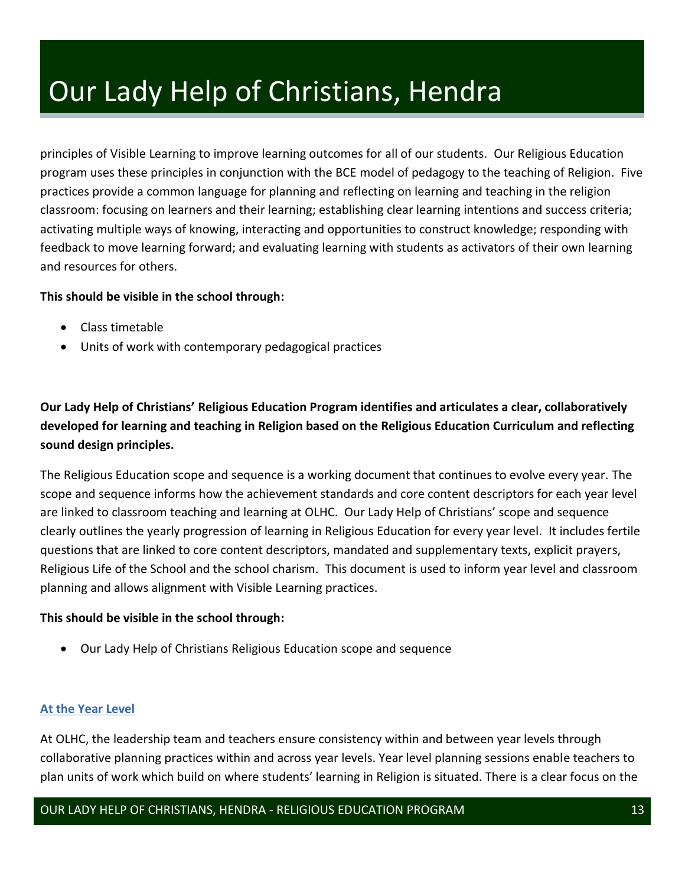principles of Visible Learning to improve learning outcomes for all of our students. Our Religious Education program uses these principles in conjunction with the BCE model of pedagogy to the teaching of Religion. Five practices provide a common language for planning and reflecting on learning and teaching in the religion classroom: focusing on learners and their learning; establishing clear learning intentions and success criteria; activating multiple ways of knowing, interacting and opportunities to construct knowledge; responding with feedback to move learning forward; and evaluating learning with students as activators of their own learning and resources for others.

**This should be visible in the school through:**

- Class timetable
- Units of work with contemporary pedagogical practices

**Our Lady Help of Christians' Religious Education Program identifies and articulates a clear, collaboratively developed for learning and teaching in Religion based on the Religious Education Curriculum and reflecting sound design principles.**

The Religious Education scope and sequence is a working document that continues to evolve every year. The scope and sequence informs how the achievement standards and core content descriptors for each year level are linked to classroom teaching and learning at OLHC. Our Lady Help of Christians' scope and sequence clearly outlines the yearly progression of learning in Religious Education for every year level. It includes fertile questions that are linked to core content descriptors, mandated and supplementary texts, explicit prayers, Religious Life of the School and the school charism. This document is used to inform year level and classroom planning and allows alignment with Visible Learning practices.

**This should be visible in the school through:**

- Our Lady Help of Christians Religious Education scope and sequence

## At the Year Level

At OLHC, the leadership team and teachers ensure consistency within and between year levels through collaborative planning practices within and across year levels. Year level planning sessions enable teachers to plan units of work which build on where students' learning in Religion is situated. There is a clear focus on the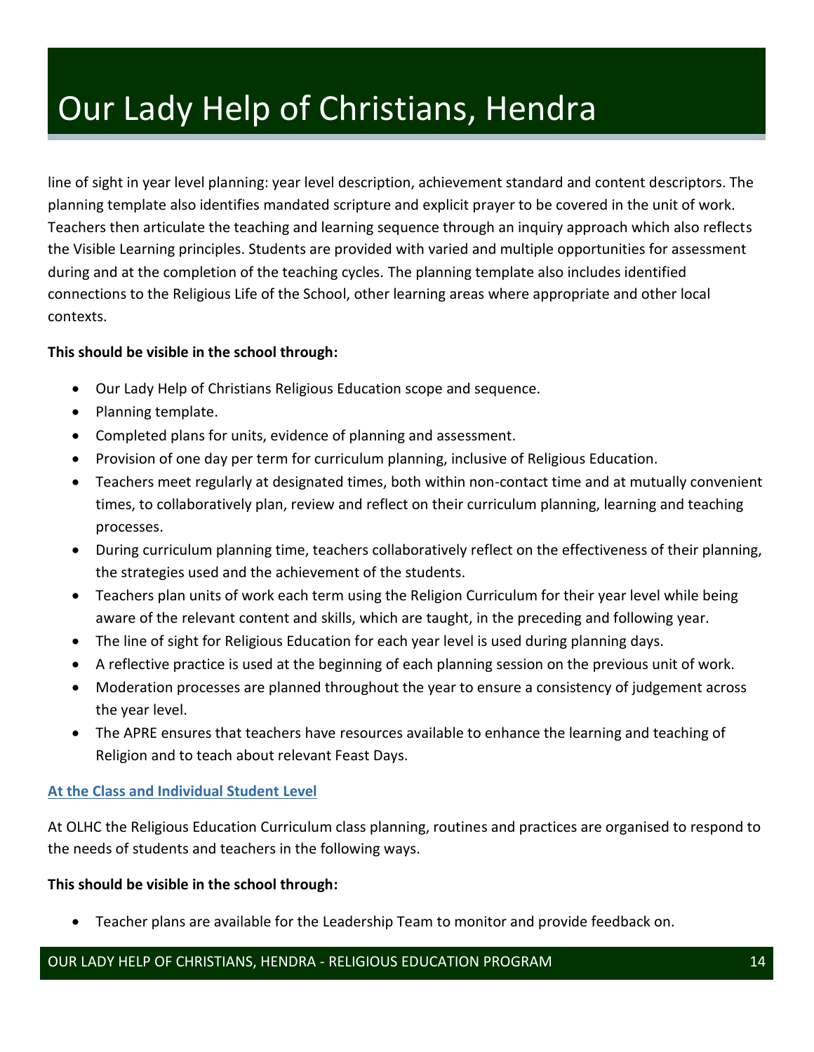line of sight in year level planning: year level description, achievement standard and content descriptors. The planning template also identifies mandated scripture and explicit prayer to be covered in the unit of work. Teachers then articulate the teaching and learning sequence through an inquiry approach which also reflects the Visible Learning principles. Students are provided with varied and multiple opportunities for assessment during and at the completion of the teaching cycles. The planning template also includes identified connections to the Religious Life of the School, other learning areas where appropriate and other local contexts.

**This should be visible in the school through:**

- Our Lady Help of Christians Religious Education scope and sequence.
- Planning template.
- Completed plans for units, evidence of planning and assessment.
- Provision of one day per term for curriculum planning, inclusive of Religious Education.
- Teachers meet regularly at designated times, both within non-contact time and at mutually convenient times, to collaboratively plan, review and reflect on their curriculum planning, learning and teaching processes.
- During curriculum planning time, teachers collaboratively reflect on the effectiveness of their planning, the strategies used and the achievement of the students.
- Teachers plan units of work each term using the Religion Curriculum for their year level while being aware of the relevant content and skills, which are taught, in the preceding and following year.
- The line of sight for Religious Education for each year level is used during planning days.
- A reflective practice is used at the beginning of each planning session on the previous unit of work.
- Moderation processes are planned throughout the year to ensure a consistency of judgement across the year level.
- The APRE ensures that teachers have resources available to enhance the learning and teaching of Religion and to teach about relevant Feast Days.

### At the Class and Individual Student Level

At OLHC the Religious Education Curriculum class planning, routines and practices are organised to respond to the needs of students and teachers in the following ways.

**This should be visible in the school through:**

- Teacher plans are available for the Leadership Team to monitor and provide feedback on.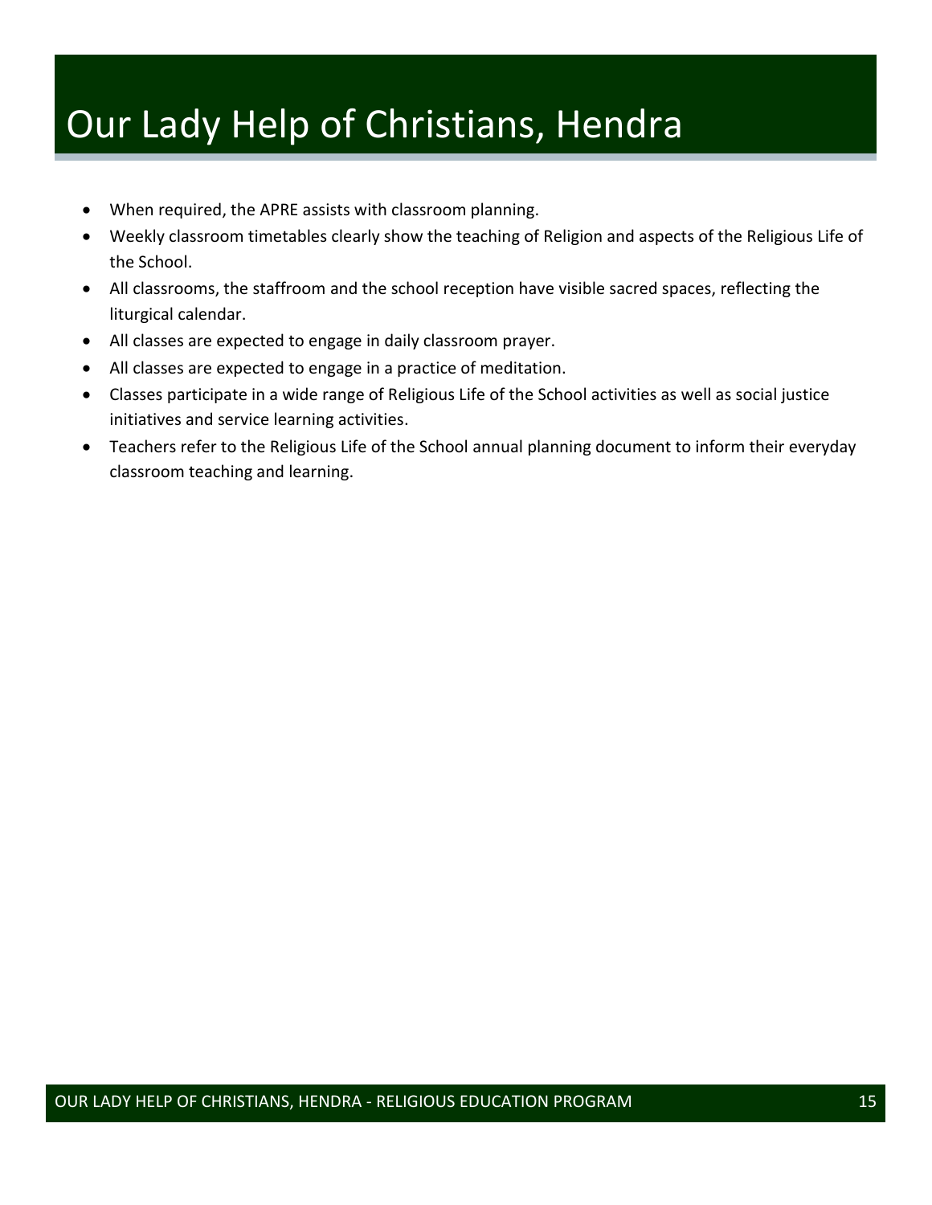# Our Lady Help of Christians, Hendra

- When required, the APRE assists with classroom planning.
- Weekly classroom timetables clearly show the teaching of Religion and aspects of the Religious Life of the School.
- All classrooms, the staffroom and the school reception have visible sacred spaces, reflecting the liturgical calendar.
- All classes are expected to engage in daily classroom prayer.
- All classes are expected to engage in a practice of meditation.
- Classes participate in a wide range of Religious Life of the School activities as well as social justice initiatives and service learning activities.
- Teachers refer to the Religious Life of the School annual planning document to inform their everyday classroom teaching and learning.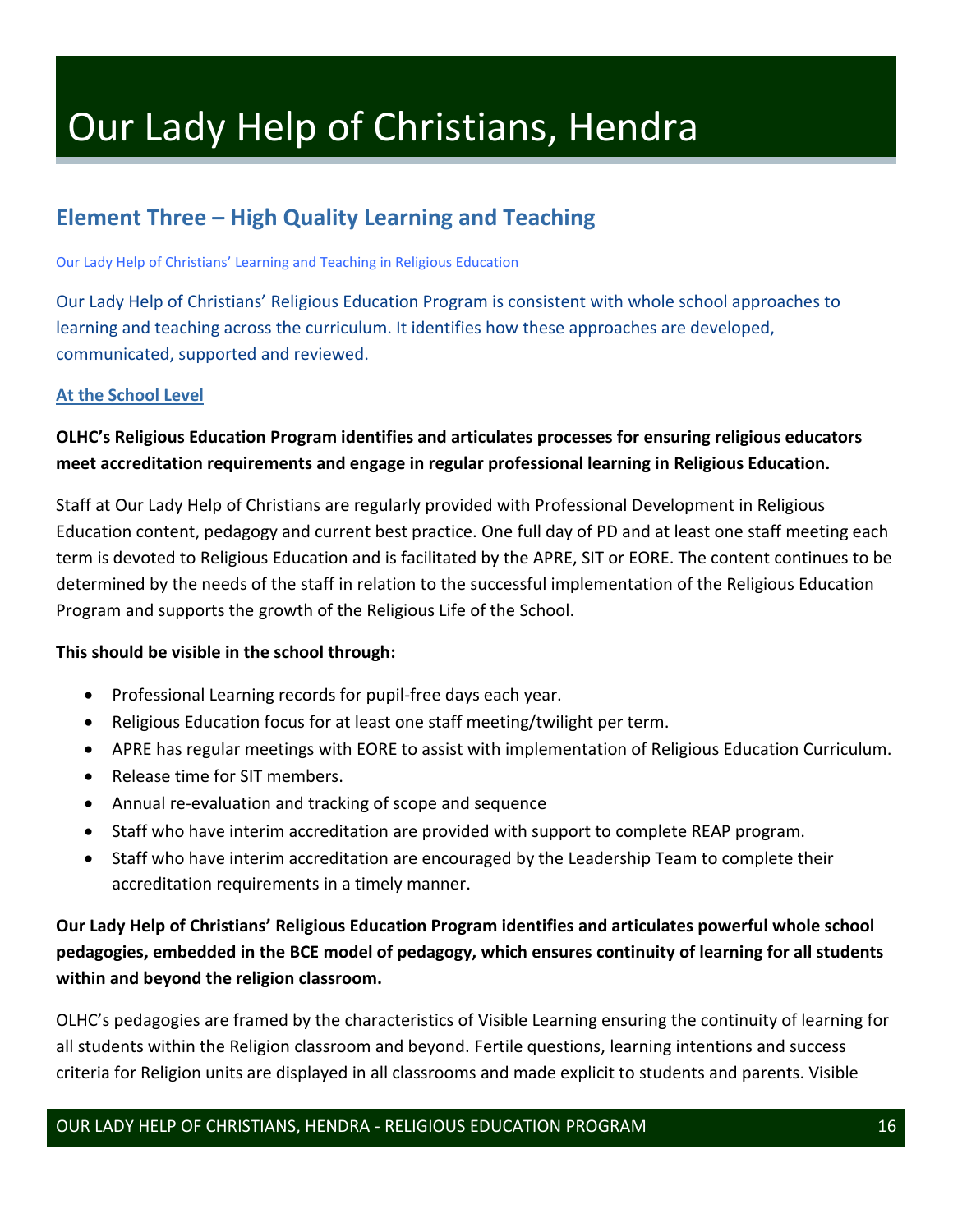# Our Lady Help of Christians, Hendra

## Element Three – High Quality Learning and Teaching

Our Lady Help of Christians' Learning and Teaching in Religious Education

Our Lady Help of Christians' Religious Education Program is consistent with whole school approaches to learning and teaching across the curriculum. It identifies how these approaches are developed, communicated, supported and reviewed.

### At the School Level

**OLHC's Religious Education Program identifies and articulates processes for ensuring religious educators meet accreditation requirements and engage in regular professional learning in Religious Education.**

Staff at Our Lady Help of Christians are regularly provided with Professional Development in Religious Education content, pedagogy and current best practice. One full day of PD and at least one staff meeting each term is devoted to Religious Education and is facilitated by the APRE, SIT or EORE. The content continues to be determined by the needs of the staff in relation to the successful implementation of the Religious Education Program and supports the growth of the Religious Life of the School.

**This should be visible in the school through:**

- Professional Learning records for pupil-free days each year.
- Religious Education focus for at least one staff meeting/twilight per term.
- APRE has regular meetings with EORE to assist with implementation of Religious Education Curriculum.
- Release time for SIT members.
- Annual re-evaluation and tracking of scope and sequence
- Staff who have interim accreditation are provided with support to complete REAP program.
- Staff who have interim accreditation are encouraged by the Leadership Team to complete their accreditation requirements in a timely manner.

**Our Lady Help of Christians' Religious Education Program identifies and articulates powerful whole school pedagogies, embedded in the BCE model of pedagogy, which ensures continuity of learning for all students within and beyond the religion classroom.**

OLHC's pedagogies are framed by the characteristics of Visible Learning ensuring the continuity of learning for all students within the Religion classroom and beyond. Fertile questions, learning intentions and success criteria for Religion units are displayed in all classrooms and made explicit to students and parents. Visible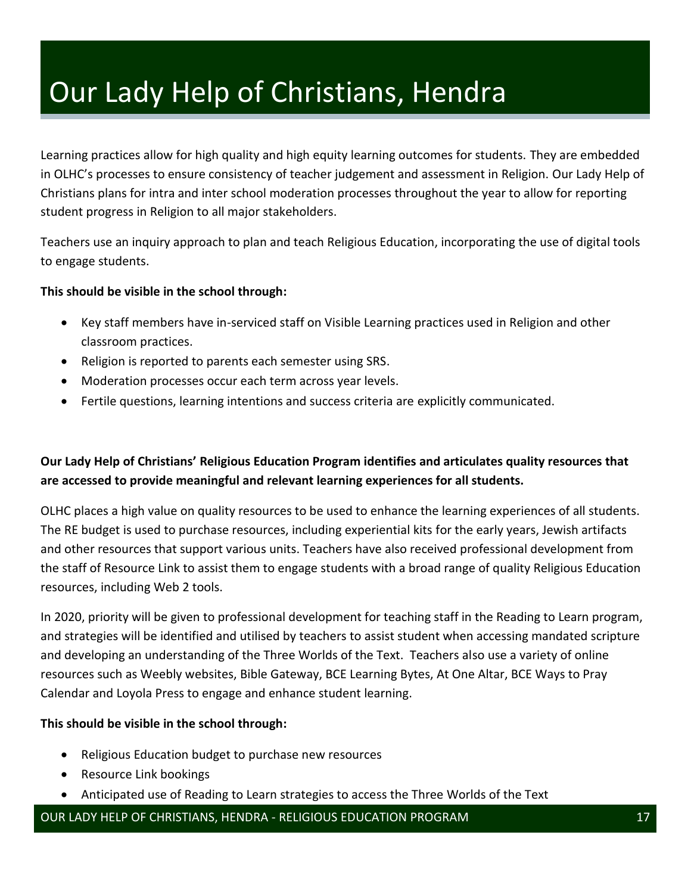# Our Lady Help of Christians, Hendra

Learning practices allow for high quality and high equity learning outcomes for students. They are embedded in OLHC's processes to ensure consistency of teacher judgement and assessment in Religion. Our Lady Help of Christians plans for intra and inter school moderation processes throughout the year to allow for reporting student progress in Religion to all major stakeholders.

Teachers use an inquiry approach to plan and teach Religious Education, incorporating the use of digital tools to engage students.

**This should be visible in the school through:**

- Key staff members have in-serviced staff on Visible Learning practices used in Religion and other classroom practices.
- Religion is reported to parents each semester using SRS.
- Moderation processes occur each term across year levels.
- Fertile questions, learning intentions and success criteria are explicitly communicated.

**Our Lady Help of Christians' Religious Education Program identifies and articulates quality resources that are accessed to provide meaningful and relevant learning experiences for all students.**

OLHC places a high value on quality resources to be used to enhance the learning experiences of all students. The RE budget is used to purchase resources, including experiential kits for the early years, Jewish artifacts and other resources that support various units. Teachers have also received professional development from the staff of Resource Link to assist them to engage students with a broad range of quality Religious Education resources, including Web 2 tools.

In 2020, priority will be given to professional development for teaching staff in the Reading to Learn program, and strategies will be identified and utilised by teachers to assist student when accessing mandated scripture and developing an understanding of the Three Worlds of the Text. Teachers also use a variety of online resources such as Weebly websites, Bible Gateway, BCE Learning Bytes, At One Altar, BCE Ways to Pray Calendar and Loyola Press to engage and enhance student learning.

**This should be visible in the school through:**

- Religious Education budget to purchase new resources
- Resource Link bookings
- Anticipated use of Reading to Learn strategies to access the Three Worlds of the Text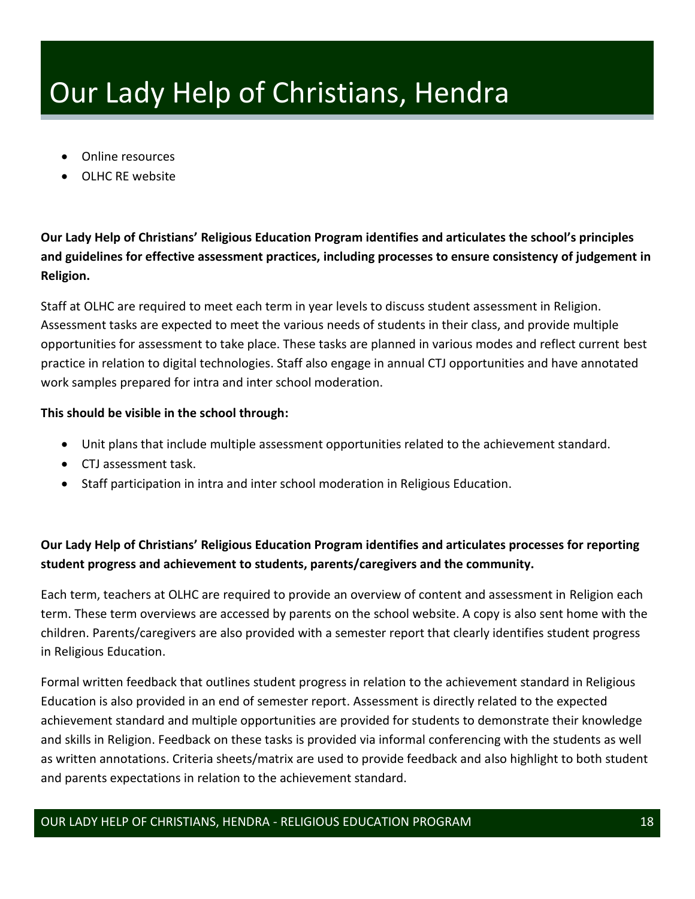- Online resources
- OLHC RE website

**Our Lady Help of Christians' Religious Education Program identifies and articulates the school's principles and guidelines for effective assessment practices, including processes to ensure consistency of judgement in Religion.**

Staff at OLHC are required to meet each term in year levels to discuss student assessment in Religion. Assessment tasks are expected to meet the various needs of students in their class, and provide multiple opportunities for assessment to take place. These tasks are planned in various modes and reflect current best practice in relation to digital technologies. Staff also engage in annual CTJ opportunities and have annotated work samples prepared for intra and inter school moderation.

**This should be visible in the school through:**

- Unit plans that include multiple assessment opportunities related to the achievement standard.
- CTJ assessment task.
- Staff participation in intra and inter school moderation in Religious Education.

**Our Lady Help of Christians' Religious Education Program identifies and articulates processes for reporting student progress and achievement to students, parents/caregivers and the community.**

Each term, teachers at OLHC are required to provide an overview of content and assessment in Religion each term. These term overviews are accessed by parents on the school website. A copy is also sent home with the children. Parents/caregivers are also provided with a semester report that clearly identifies student progress in Religious Education.

Formal written feedback that outlines student progress in relation to the achievement standard in Religious Education is also provided in an end of semester report. Assessment is directly related to the expected achievement standard and multiple opportunities are provided for students to demonstrate their knowledge and skills in Religion. Feedback on these tasks is provided via informal conferencing with the students as well as written annotations. Criteria sheets/matrix are used to provide feedback and also highlight to both student and parents expectations in relation to the achievement standard.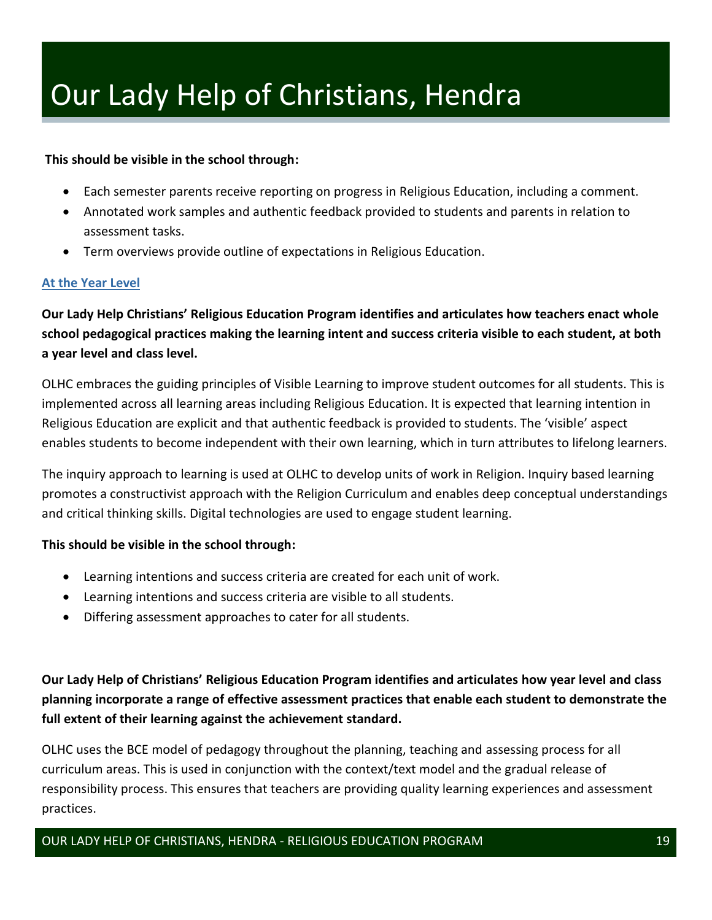**This should be visible in the school through:**

- Each semester parents receive reporting on progress in Religious Education, including a comment.
- Annotated work samples and authentic feedback provided to students and parents in relation to assessment tasks.
- Term overviews provide outline of expectations in Religious Education.

## At the Year Level

**Our Lady Help Christians' Religious Education Program identifies and articulates how teachers enact whole school pedagogical practices making the learning intent and success criteria visible to each student, at both a year level and class level.**

OLHC embraces the guiding principles of Visible Learning to improve student outcomes for all students. This is implemented across all learning areas including Religious Education. It is expected that learning intention in Religious Education are explicit and that authentic feedback is provided to students. The 'visible' aspect enables students to become independent with their own learning, which in turn attributes to lifelong learners.

The inquiry approach to learning is used at OLHC to develop units of work in Religion. Inquiry based learning promotes a constructivist approach with the Religion Curriculum and enables deep conceptual understandings and critical thinking skills. Digital technologies are used to engage student learning.

**This should be visible in the school through:**

- Learning intentions and success criteria are created for each unit of work.
- Learning intentions and success criteria are visible to all students.
- Differing assessment approaches to cater for all students.

**Our Lady Help of Christians' Religious Education Program identifies and articulates how year level and class planning incorporate a range of effective assessment practices that enable each student to demonstrate the full extent of their learning against the achievement standard.**

OLHC uses the BCE model of pedagogy throughout the planning, teaching and assessing process for all curriculum areas. This is used in conjunction with the context/text model and the gradual release of responsibility process. This ensures that teachers are providing quality learning experiences and assessment practices.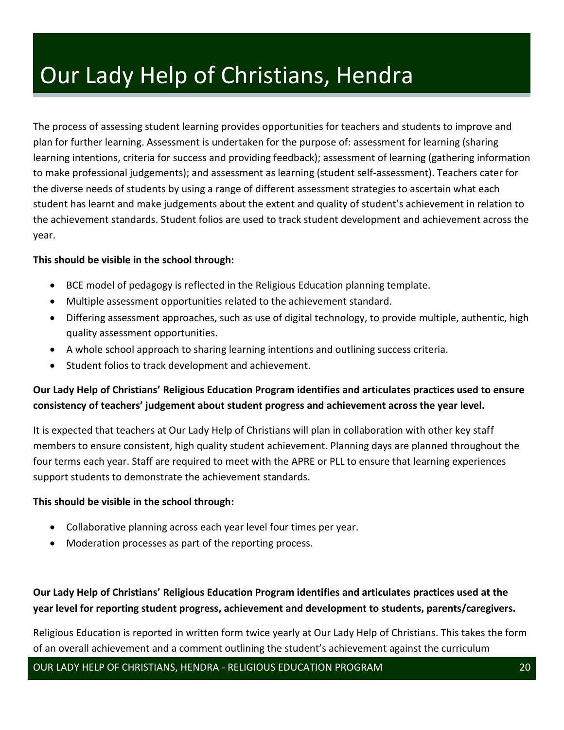# Our Lady Help of Christians, Hendra

The process of assessing student learning provides opportunities for teachers and students to improve and plan for further learning. Assessment is undertaken for the purpose of: assessment for learning (sharing learning intentions, criteria for success and providing feedback); assessment of learning (gathering information to make professional judgements); and assessment as learning (student self-assessment). Teachers cater for the diverse needs of students by using a range of different assessment strategies to ascertain what each student has learnt and make judgements about the extent and quality of student's achievement in relation to the achievement standards. Student folios are used to track student development and achievement across the year.

**This should be visible in the school through:**

- BCE model of pedagogy is reflected in the Religious Education planning template.
- Multiple assessment opportunities related to the achievement standard.
- Differing assessment approaches, such as use of digital technology, to provide multiple, authentic, high quality assessment opportunities.
- A whole school approach to sharing learning intentions and outlining success criteria.
- Student folios to track development and achievement.

**Our Lady Help of Christians' Religious Education Program identifies and articulates practices used to ensure consistency of teachers' judgement about student progress and achievement across the year level.**

It is expected that teachers at Our Lady Help of Christians will plan in collaboration with other key staff members to ensure consistent, high quality student achievement. Planning days are planned throughout the four terms each year. Staff are required to meet with the APRE or PLL to ensure that learning experiences support students to demonstrate the achievement standards.

**This should be visible in the school through:**

- Collaborative planning across each year level four times per year.
- Moderation processes as part of the reporting process.

**Our Lady Help of Christians' Religious Education Program identifies and articulates practices used at the year level for reporting student progress, achievement and development to students, parents/caregivers.**

Religious Education is reported in written form twice yearly at Our Lady Help of Christians. This takes the form of an overall achievement and a comment outlining the student's achievement against the curriculum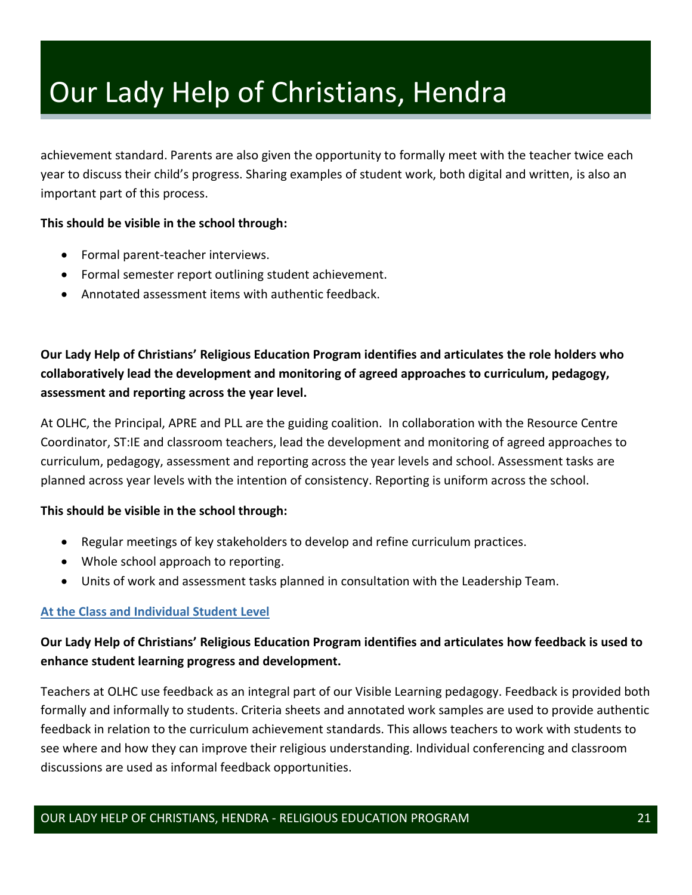achievement standard. Parents are also given the opportunity to formally meet with the teacher twice each year to discuss their child's progress. Sharing examples of student work, both digital and written, is also an important part of this process.

**This should be visible in the school through:**

- Formal parent-teacher interviews.
- Formal semester report outlining student achievement.
- Annotated assessment items with authentic feedback.

**Our Lady Help of Christians' Religious Education Program identifies and articulates the role holders who collaboratively lead the development and monitoring of agreed approaches to curriculum, pedagogy, assessment and reporting across the year level.**

At OLHC, the Principal, APRE and PLL are the guiding coalition. In collaboration with the Resource Centre Coordinator, ST:IE and classroom teachers, lead the development and monitoring of agreed approaches to curriculum, pedagogy, assessment and reporting across the year levels and school. Assessment tasks are planned across year levels with the intention of consistency. Reporting is uniform across the school.

**This should be visible in the school through:**

- Regular meetings of key stakeholders to develop and refine curriculum practices.
- Whole school approach to reporting.
- Units of work and assessment tasks planned in consultation with the Leadership Team.

**At the Class and Individual Student Level**

**Our Lady Help of Christians' Religious Education Program identifies and articulates how feedback is used to enhance student learning progress and development.**

Teachers at OLHC use feedback as an integral part of our Visible Learning pedagogy. Feedback is provided both formally and informally to students. Criteria sheets and annotated work samples are used to provide authentic feedback in relation to the curriculum achievement standards. This allows teachers to work with students to see where and how they can improve their religious understanding. Individual conferencing and classroom discussions are used as informal feedback opportunities.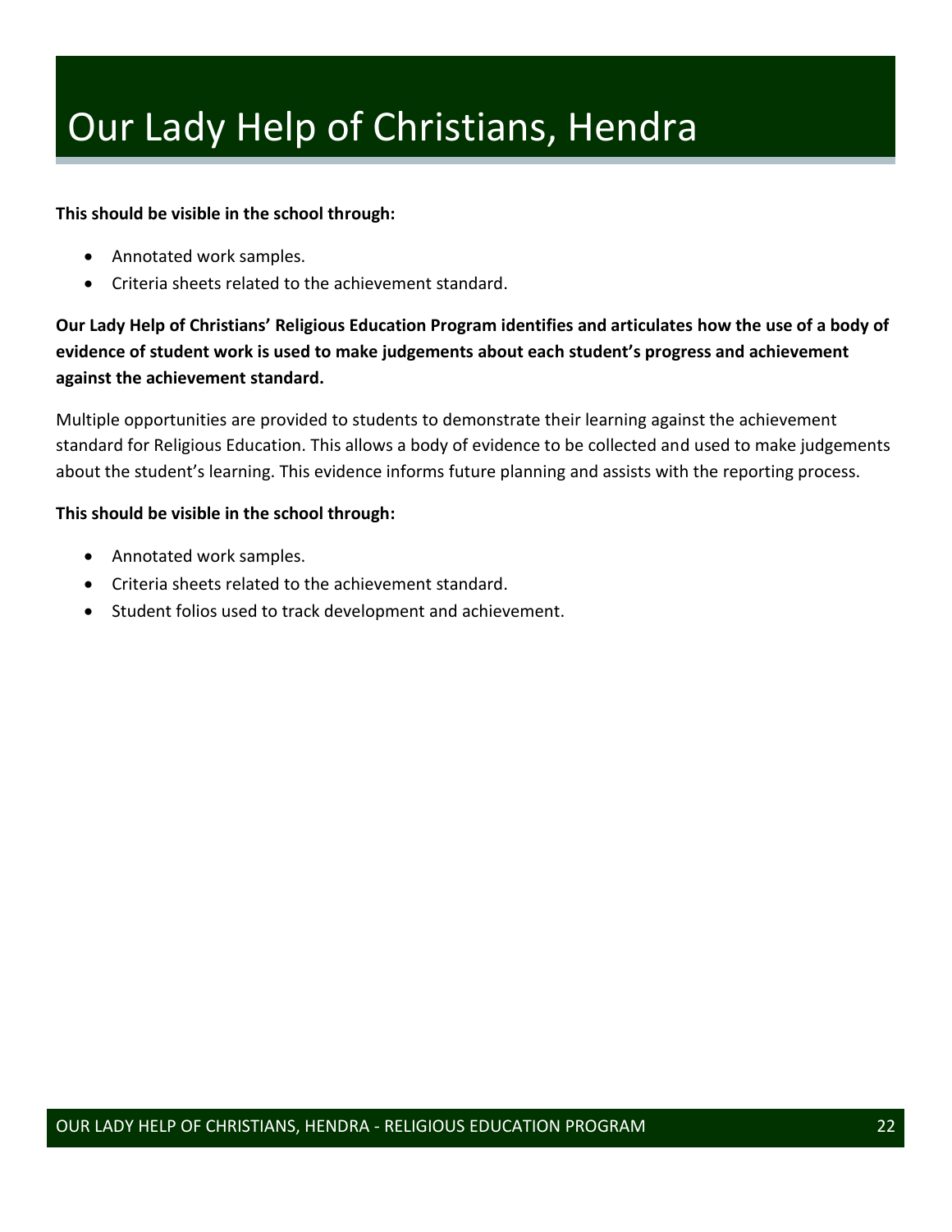# Our Lady Help of Christians, Hendra

**This should be visible in the school through:**

- Annotated work samples.
- Criteria sheets related to the achievement standard.

**Our Lady Help of Christians' Religious Education Program identifies and articulates how the use of a body of evidence of student work is used to make judgements about each student's progress and achievement against the achievement standard.**

Multiple opportunities are provided to students to demonstrate their learning against the achievement standard for Religious Education. This allows a body of evidence to be collected and used to make judgements about the student's learning. This evidence informs future planning and assists with the reporting process.

**This should be visible in the school through:**

- Annotated work samples.
- Criteria sheets related to the achievement standard.
- Student folios used to track development and achievement.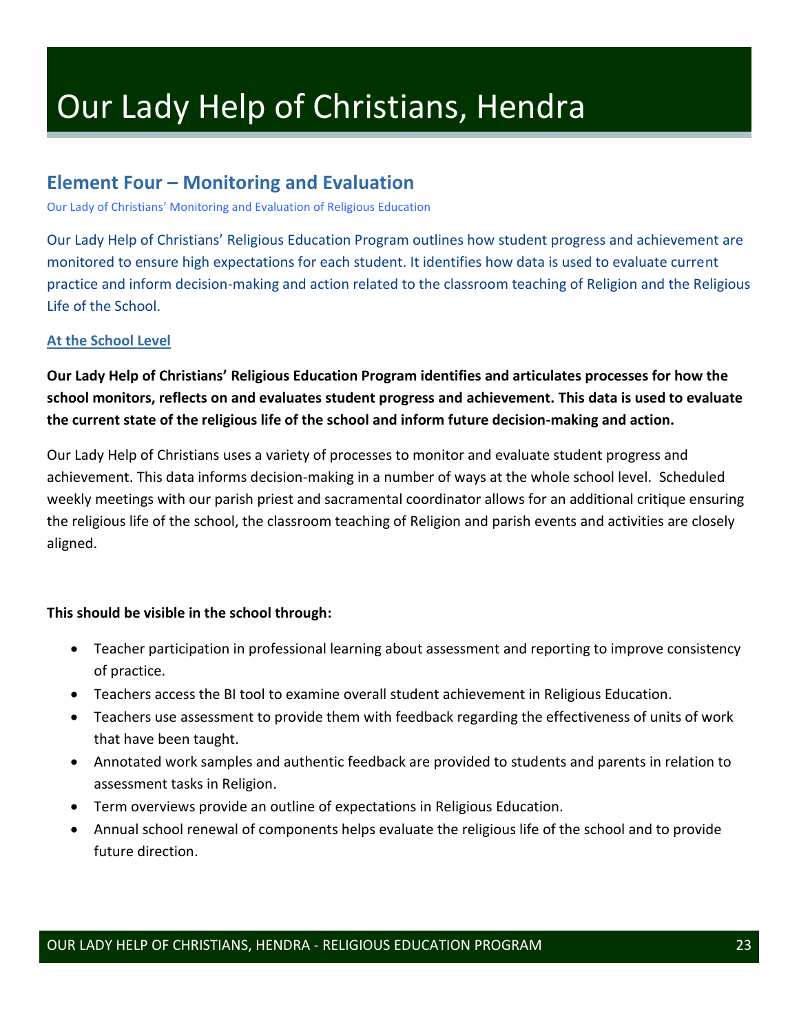# Our Lady Help of Christians, Hendra

## Element Four – Monitoring and Evaluation

Our Lady of Christians' Monitoring and Evaluation of Religious Education

Our Lady Help of Christians' Religious Education Program outlines how student progress and achievement are monitored to ensure high expectations for each student. It identifies how data is used to evaluate current practice and inform decision-making and action related to the classroom teaching of Religion and the Religious Life of the School.

### At the School Level

**Our Lady Help of Christians' Religious Education Program identifies and articulates processes for how the school monitors, reflects on and evaluates student progress and achievement. This data is used to evaluate the current state of the religious life of the school and inform future decision-making and action.**

Our Lady Help of Christians uses a variety of processes to monitor and evaluate student progress and achievement. This data informs decision-making in a number of ways at the whole school level. Scheduled weekly meetings with our parish priest and sacramental coordinator allows for an additional critique ensuring the religious life of the school, the classroom teaching of Religion and parish events and activities are closely aligned.

**This should be visible in the school through:**

- Teacher participation in professional learning about assessment and reporting to improve consistency of practice.
- Teachers access the BI tool to examine overall student achievement in Religious Education.
- Teachers use assessment to provide them with feedback regarding the effectiveness of units of work that have been taught.
- Annotated work samples and authentic feedback are provided to students and parents in relation to assessment tasks in Religion.
- Term overviews provide an outline of expectations in Religious Education.
- Annual school renewal of components helps evaluate the religious life of the school and to provide future direction.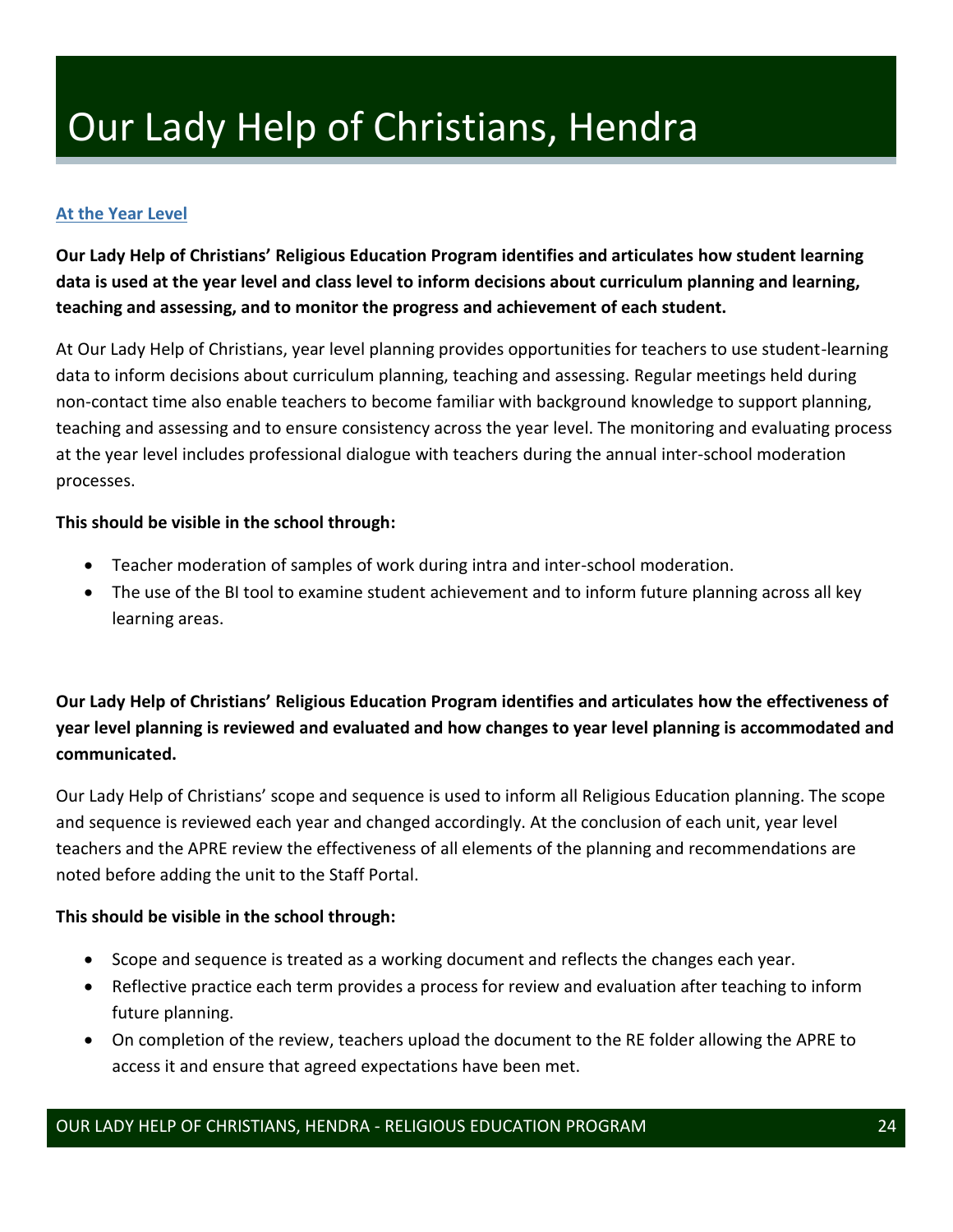# Our Lady Help of Christians, Hendra

## At the Year Level

**Our Lady Help of Christians' Religious Education Program identifies and articulates how student learning data is used at the year level and class level to inform decisions about curriculum planning and learning, teaching and assessing, and to monitor the progress and achievement of each student.**

At Our Lady Help of Christians, year level planning provides opportunities for teachers to use student-learning data to inform decisions about curriculum planning, teaching and assessing. Regular meetings held during non-contact time also enable teachers to become familiar with background knowledge to support planning, teaching and assessing and to ensure consistency across the year level. The monitoring and evaluating process at the year level includes professional dialogue with teachers during the annual inter-school moderation processes.

**This should be visible in the school through:**

- Teacher moderation of samples of work during intra and inter-school moderation.
- The use of the BI tool to examine student achievement and to inform future planning across all key learning areas.

**Our Lady Help of Christians' Religious Education Program identifies and articulates how the effectiveness of year level planning is reviewed and evaluated and how changes to year level planning is accommodated and communicated.**

Our Lady Help of Christians' scope and sequence is used to inform all Religious Education planning. The scope and sequence is reviewed each year and changed accordingly. At the conclusion of each unit, year level teachers and the APRE review the effectiveness of all elements of the planning and recommendations are noted before adding the unit to the Staff Portal.

**This should be visible in the school through:**

- Scope and sequence is treated as a working document and reflects the changes each year.
- Reflective practice each term provides a process for review and evaluation after teaching to inform future planning.
- On completion of the review, teachers upload the document to the RE folder allowing the APRE to access it and ensure that agreed expectations have been met.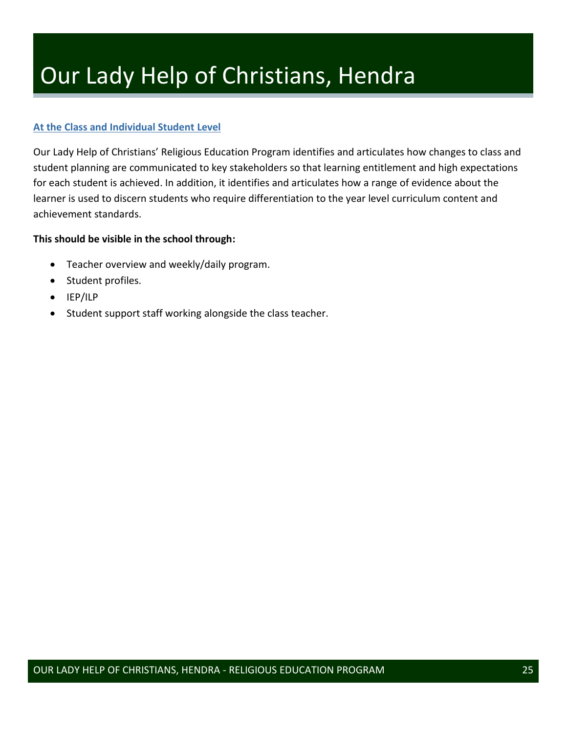# Our Lady Help of Christians, Hendra

## At the Class and Individual Student Level

Our Lady Help of Christians' Religious Education Program identifies and articulates how changes to class and student planning are communicated to key stakeholders so that learning entitlement and high expectations for each student is achieved. In addition, it identifies and articulates how a range of evidence about the learner is used to discern students who require differentiation to the year level curriculum content and achievement standards.

**This should be visible in the school through:**

- Teacher overview and weekly/daily program.
- Student profiles.
- IEP/ILP
- Student support staff working alongside the class teacher.